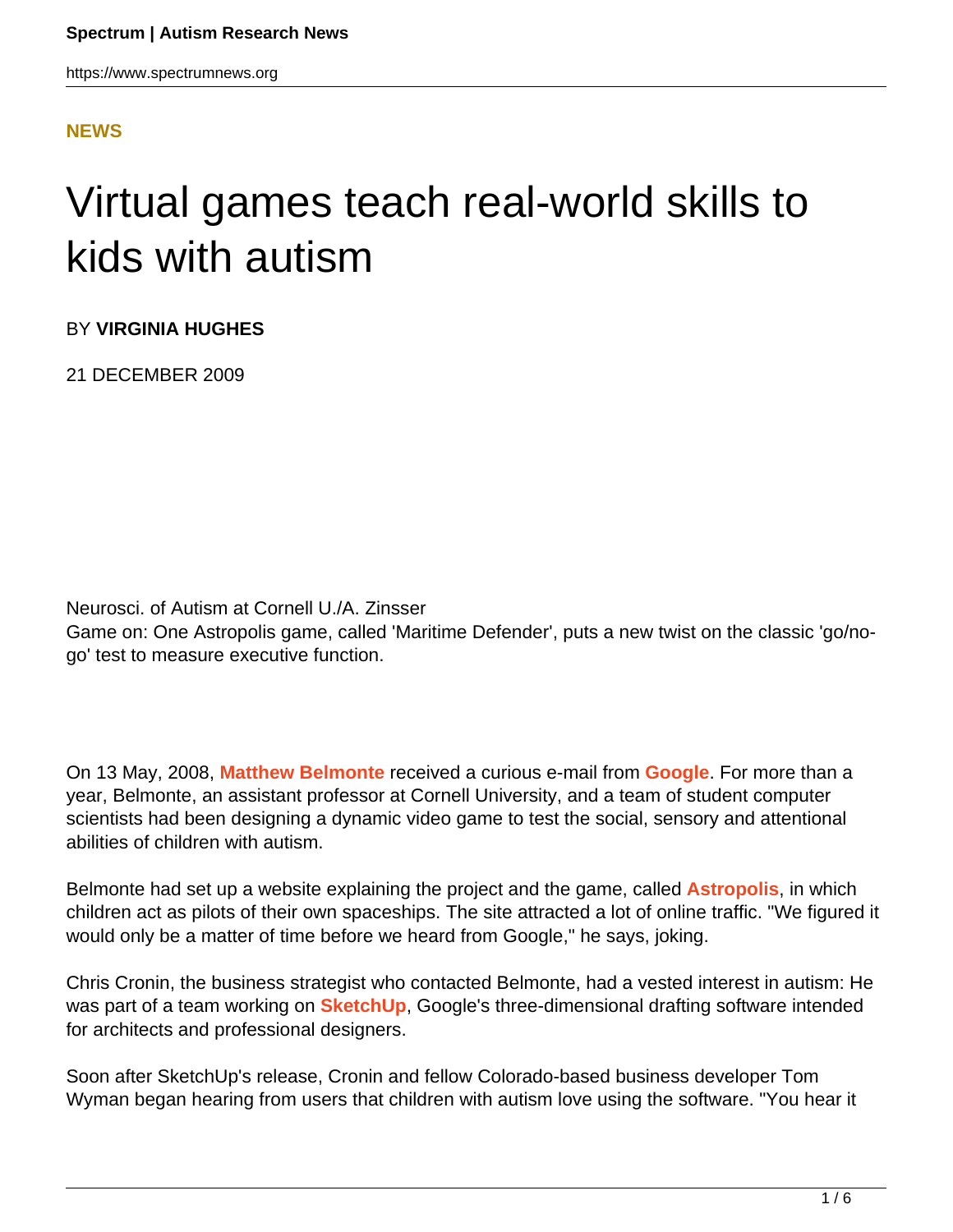**NEWS**

# Virtual games teach real-world skills to kids with autism

BY **VIRGINIA HUGHES**

21 DECEMBER 2009

Neurosci. of Autism at Cornell U./A. Zinsser
Game on: One Astropolis game, called 'Maritime Defender', puts a new twist on the classic 'go/no-go' test to measure executive function.

On 13 May, 2008, **Matthew Belmonte** received a curious e-mail from **Google**. For more than a year, Belmonte, an assistant professor at Cornell University, and a team of student computer scientists had been designing a dynamic video game to test the social, sensory and attentional abilities of children with autism.

Belmonte had set up a website explaining the project and the game, called **Astropolis**, in which children act as pilots of their own spaceships. The site attracted a lot of online traffic. "We figured it would only be a matter of time before we heard from Google," he says, joking.

Chris Cronin, the business strategist who contacted Belmonte, had a vested interest in autism: He was part of a team working on **SketchUp**, Google's three-dimensional drafting software intended for architects and professional designers.

Soon after SketchUp's release, Cronin and fellow Colorado-based business developer Tom Wyman began hearing from users that children with autism love using the software. "You hear it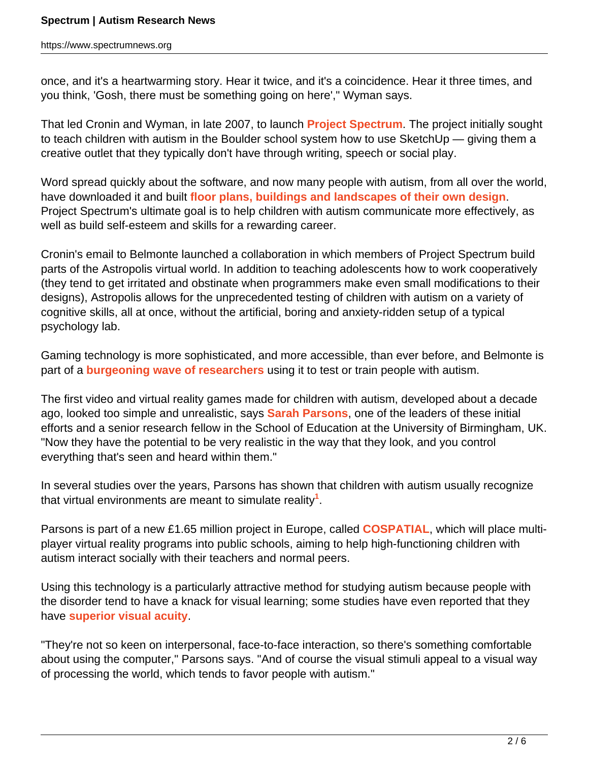once, and it's a heartwarming story. Hear it twice, and it's a coincidence. Hear it three times, and you think, 'Gosh, there must be something going on here'," Wyman says.

That led Cronin and Wyman, in late 2007, to launch **Project Spectrum**. The project initially sought to teach children with autism in the Boulder school system how to use SketchUp — giving them a creative outlet that they typically don't have through writing, speech or social play.

Word spread quickly about the software, and now many people with autism, from all over the world, have downloaded it and built **floor plans, buildings and landscapes of their own design**. Project Spectrum's ultimate goal is to help children with autism communicate more effectively, as well as build self-esteem and skills for a rewarding career.

Cronin's email to Belmonte launched a collaboration in which members of Project Spectrum build parts of the Astropolis virtual world. In addition to teaching adolescents how to work cooperatively (they tend to get irritated and obstinate when programmers make even small modifications to their designs), Astropolis allows for the unprecedented testing of children with autism on a variety of cognitive skills, all at once, without the artificial, boring and anxiety-ridden setup of a typical psychology lab.

Gaming technology is more sophisticated, and more accessible, than ever before, and Belmonte is part of a **burgeoning wave of researchers** using it to test or train people with autism.

The first video and virtual reality games made for children with autism, developed about a decade ago, looked too simple and unrealistic, says **Sarah Parsons**, one of the leaders of these initial efforts and a senior research fellow in the School of Education at the University of Birmingham, UK. "Now they have the potential to be very realistic in the way that they look, and you control everything that's seen and heard within them."

In several studies over the years, Parsons has shown that children with autism usually recognize that virtual environments are meant to simulate reality[1].

Parsons is part of a new £1.65 million project in Europe, called **COSPATIAL**, which will place multi-player virtual reality programs into public schools, aiming to help high-functioning children with autism interact socially with their teachers and normal peers.

Using this technology is a particularly attractive method for studying autism because people with the disorder tend to have a knack for visual learning; some studies have even reported that they have **superior visual acuity**.

"They're not so keen on interpersonal, face-to-face interaction, so there's something comfortable about using the computer," Parsons says. "And of course the visual stimuli appeal to a visual way of processing the world, which tends to favor people with autism."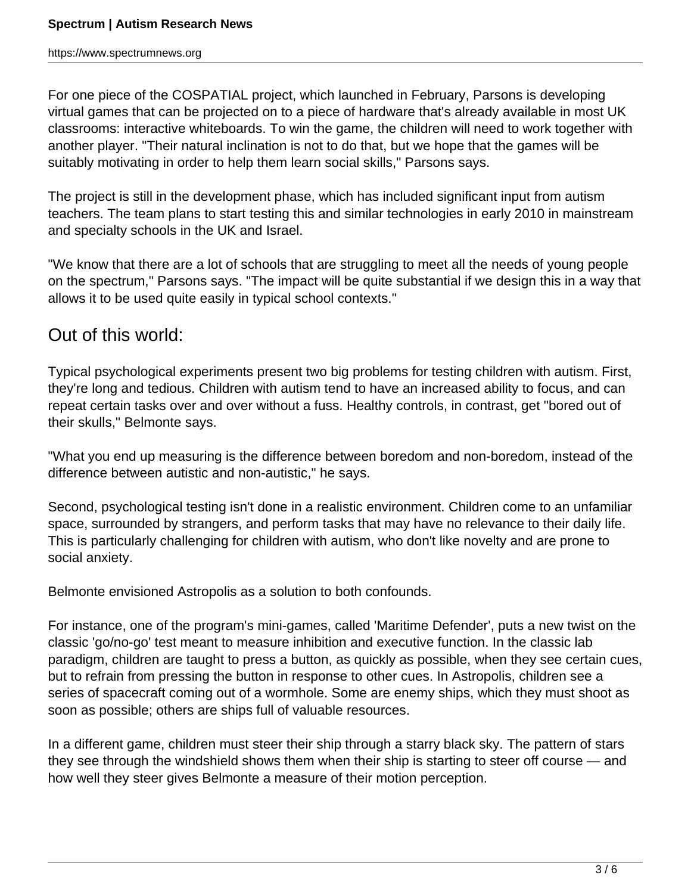For one piece of the COSPATIAL project, which launched in February, Parsons is developing virtual games that can be projected on to a piece of hardware that's already available in most UK classrooms: interactive whiteboards. To win the game, the children will need to work together with another player. "Their natural inclination is not to do that, but we hope that the games will be suitably motivating in order to help them learn social skills," Parsons says.

The project is still in the development phase, which has included significant input from autism teachers. The team plans to start testing this and similar technologies in early 2010 in mainstream and specialty schools in the UK and Israel.

"We know that there are a lot of schools that are struggling to meet all the needs of young people on the spectrum," Parsons says. "The impact will be quite substantial if we design this in a way that allows it to be used quite easily in typical school contexts."

## Out of this world:

Typical psychological experiments present two big problems for testing children with autism. First, they're long and tedious. Children with autism tend to have an increased ability to focus, and can repeat certain tasks over and over without a fuss. Healthy controls, in contrast, get "bored out of their skulls," Belmonte says.

"What you end up measuring is the difference between boredom and non-boredom, instead of the difference between autistic and non-autistic," he says.

Second, psychological testing isn't done in a realistic environment. Children come to an unfamiliar space, surrounded by strangers, and perform tasks that may have no relevance to their daily life. This is particularly challenging for children with autism, who don't like novelty and are prone to social anxiety.

Belmonte envisioned Astropolis as a solution to both confounds.

For instance, one of the program's mini-games, called 'Maritime Defender', puts a new twist on the classic 'go/no-go' test meant to measure inhibition and executive function. In the classic lab paradigm, children are taught to press a button, as quickly as possible, when they see certain cues, but to refrain from pressing the button in response to other cues. In Astropolis, children see a series of spacecraft coming out of a wormhole. Some are enemy ships, which they must shoot as soon as possible; others are ships full of valuable resources.

In a different game, children must steer their ship through a starry black sky. The pattern of stars they see through the windshield shows them when their ship is starting to steer off course — and how well they steer gives Belmonte a measure of their motion perception.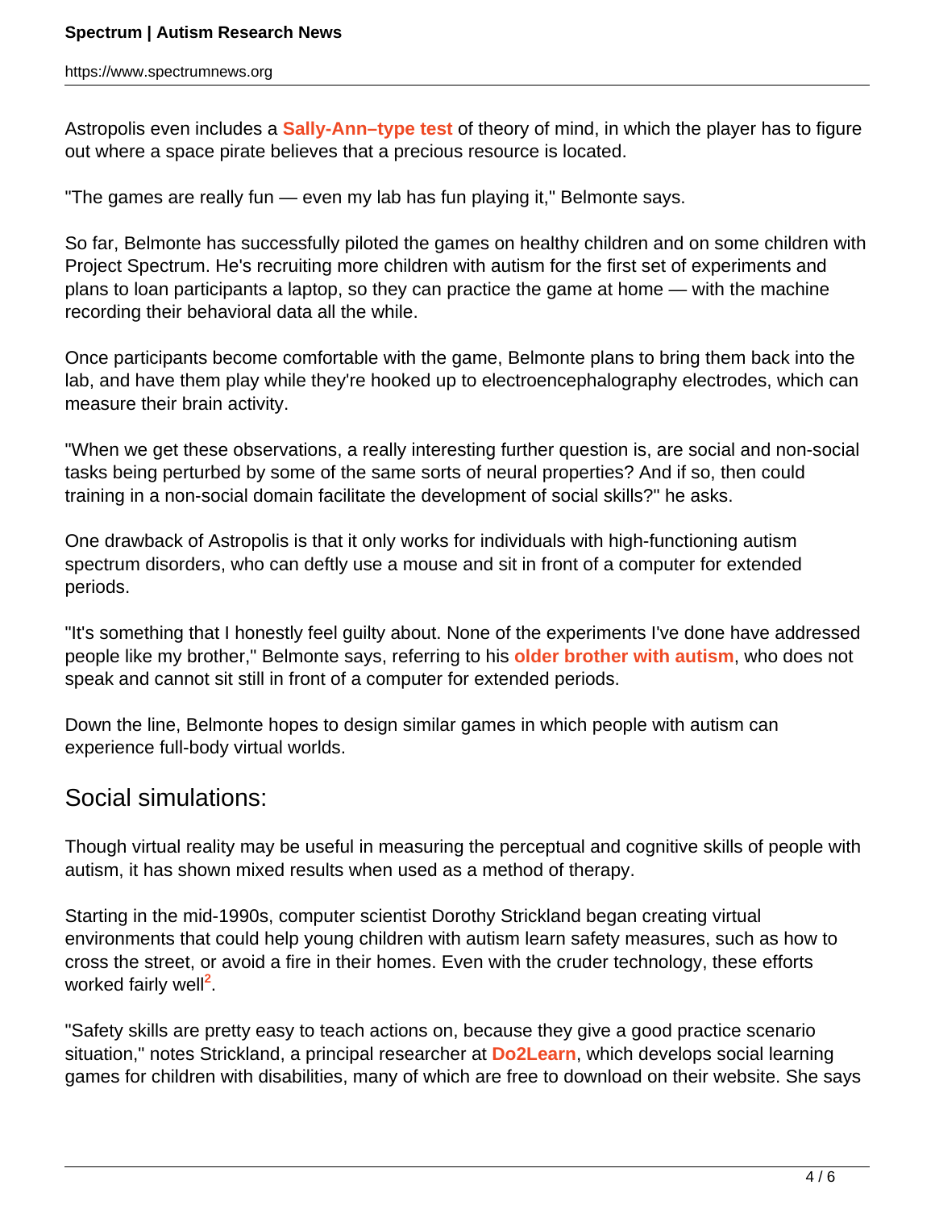Astropolis even includes a **Sally-Ann–type test** of theory of mind, in which the player has to figure out where a space pirate believes that a precious resource is located.

"The games are really fun — even my lab has fun playing it," Belmonte says.

So far, Belmonte has successfully piloted the games on healthy children and on some children with Project Spectrum. He's recruiting more children with autism for the first set of experiments and plans to loan participants a laptop, so they can practice the game at home — with the machine recording their behavioral data all the while.

Once participants become comfortable with the game, Belmonte plans to bring them back into the lab, and have them play while they're hooked up to electroencephalography electrodes, which can measure their brain activity.

"When we get these observations, a really interesting further question is, are social and non-social tasks being perturbed by some of the same sorts of neural properties? And if so, then could training in a non-social domain facilitate the development of social skills?" he asks.

One drawback of Astropolis is that it only works for individuals with high-functioning autism spectrum disorders, who can deftly use a mouse and sit in front of a computer for extended periods.

"It's something that I honestly feel guilty about. None of the experiments I've done have addressed people like my brother," Belmonte says, referring to his **older brother with autism**, who does not speak and cannot sit still in front of a computer for extended periods.

Down the line, Belmonte hopes to design similar games in which people with autism can experience full-body virtual worlds.

## Social simulations:

Though virtual reality may be useful in measuring the perceptual and cognitive skills of people with autism, it has shown mixed results when used as a method of therapy.

Starting in the mid-1990s, computer scientist Dorothy Strickland began creating virtual environments that could help young children with autism learn safety measures, such as how to cross the street, or avoid a fire in their homes. Even with the cruder technology, these efforts worked fairly well[2].

"Safety skills are pretty easy to teach actions on, because they give a good practice scenario situation," notes Strickland, a principal researcher at **Do2Learn**, which develops social learning games for children with disabilities, many of which are free to download on their website. She says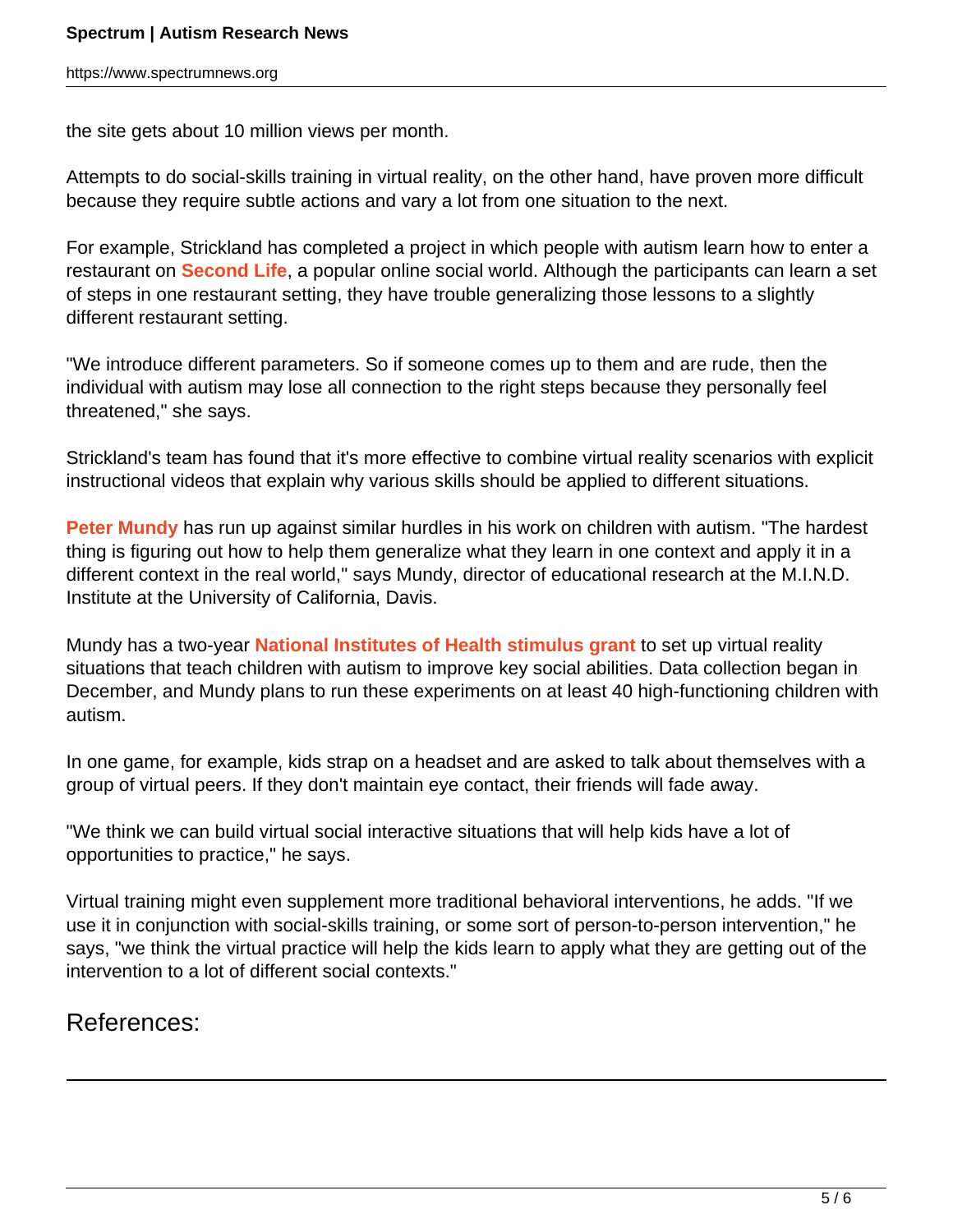the site gets about 10 million views per month.

Attempts to do social-skills training in virtual reality, on the other hand, have proven more difficult because they require subtle actions and vary a lot from one situation to the next.

For example, Strickland has completed a project in which people with autism learn how to enter a restaurant on **Second Life**, a popular online social world. Although the participants can learn a set of steps in one restaurant setting, they have trouble generalizing those lessons to a slightly different restaurant setting.

"We introduce different parameters. So if someone comes up to them and are rude, then the individual with autism may lose all connection to the right steps because they personally feel threatened," she says.

Strickland's team has found that it's more effective to combine virtual reality scenarios with explicit instructional videos that explain why various skills should be applied to different situations.

**Peter Mundy** has run up against similar hurdles in his work on children with autism. "The hardest thing is figuring out how to help them generalize what they learn in one context and apply it in a different context in the real world," says Mundy, director of educational research at the M.I.N.D. Institute at the University of California, Davis.

Mundy has a two-year **National Institutes of Health stimulus grant** to set up virtual reality situations that teach children with autism to improve key social abilities. Data collection began in December, and Mundy plans to run these experiments on at least 40 high-functioning children with autism.

In one game, for example, kids strap on a headset and are asked to talk about themselves with a group of virtual peers. If they don't maintain eye contact, their friends will fade away.

"We think we can build virtual social interactive situations that will help kids have a lot of opportunities to practice," he says.

Virtual training might even supplement more traditional behavioral interventions, he adds. "If we use it in conjunction with social-skills training, or some sort of person-to-person intervention," he says, "we think the virtual practice will help the kids learn to apply what they are getting out of the intervention to a lot of different social contexts."

## References: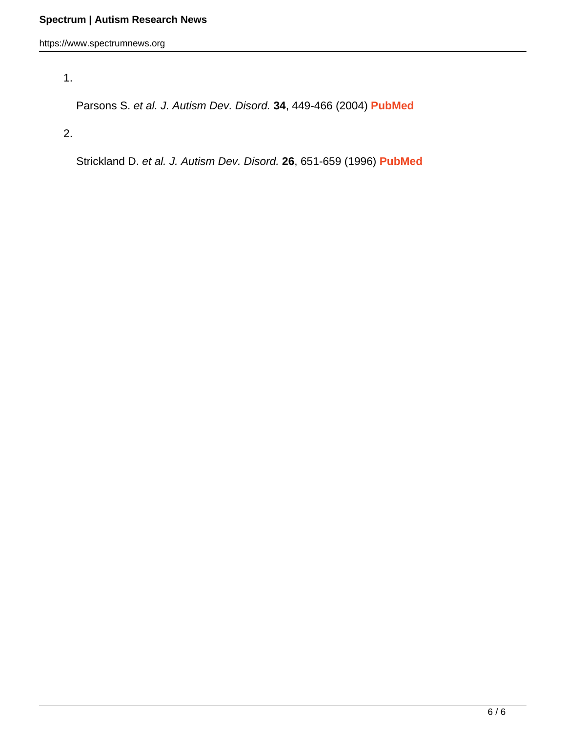1. Parsons S. *et al. J. Autism Dev. Disord.* **34**, 449-466 (2004) **PubMed**

2. Strickland D. *et al. J. Autism Dev. Disord.* **26**, 651-659 (1996) **PubMed**